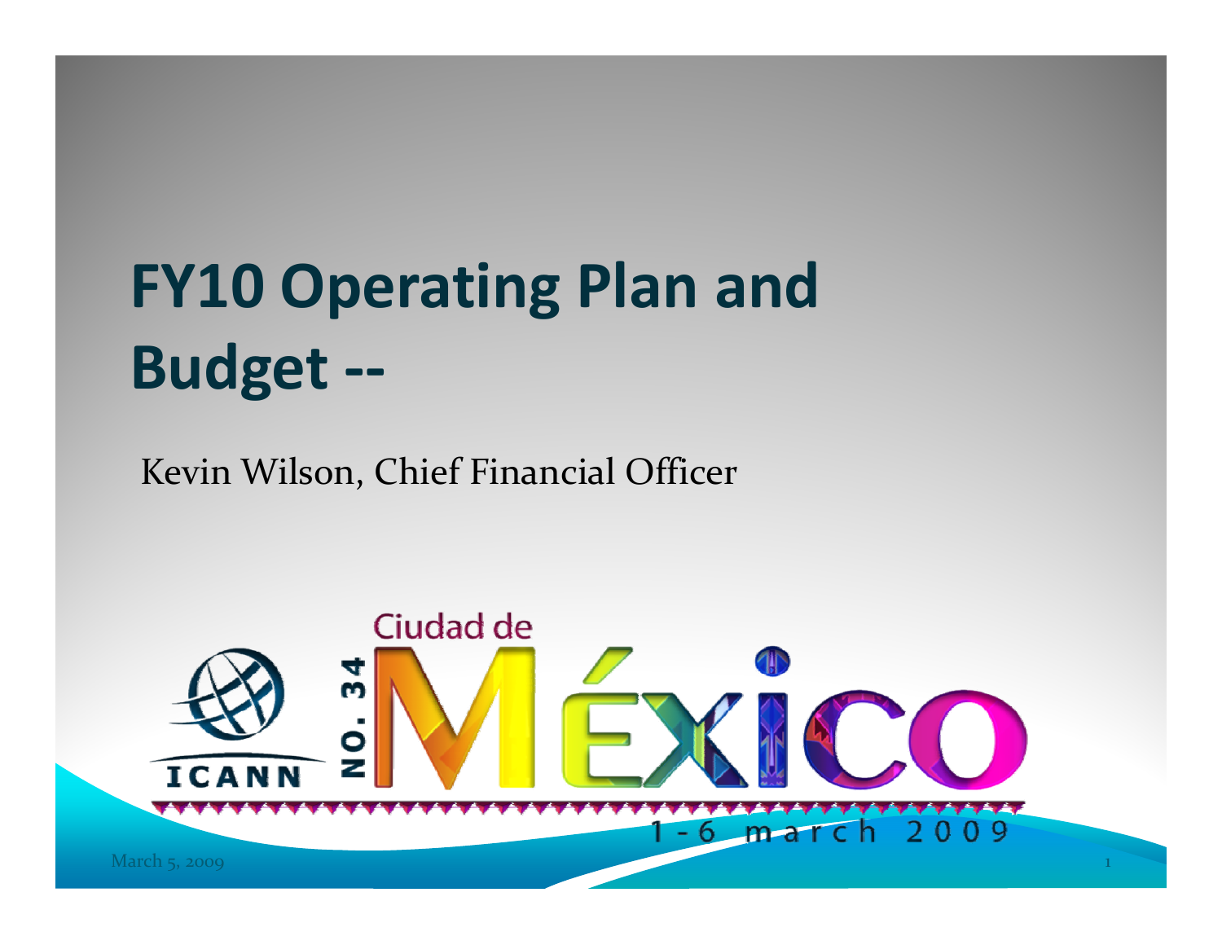# FY10 Operating Plan and Budget --

Kevin Wilson, Chief Financial Officer

ICANN

NO. 34

Ciudad de México

1 - 6 march 2009

March 5, 2009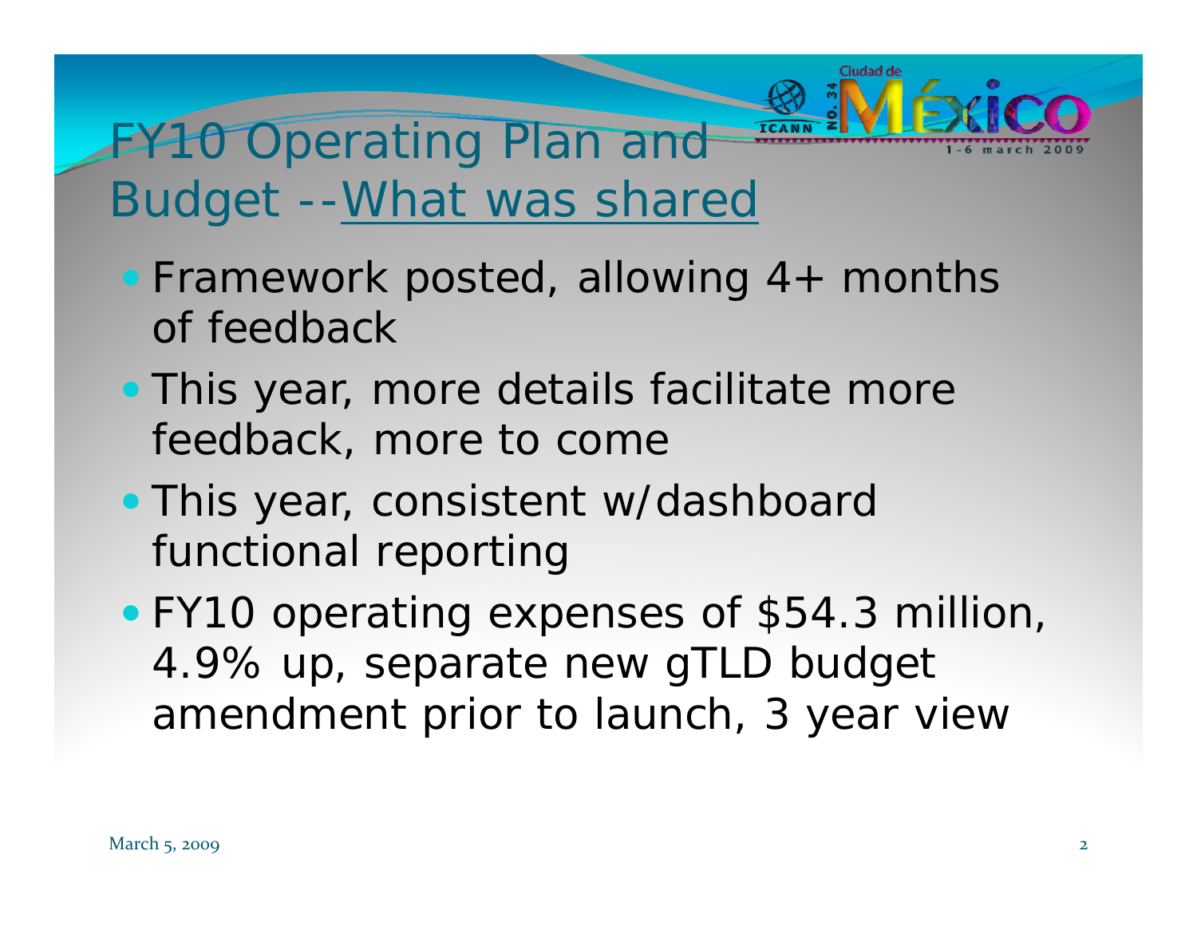# FY10 Operating Plan and Budget --What was shared

- Framework posted, allowing 4+ months of feedback
- This year, more details facilitate more feedback, more to come
- This year, consistent w/dashboard functional reporting
- FY10 operating expenses of $54.3 million, 4.9% up, separate new gTLD budget amendment prior to launch, 3 year view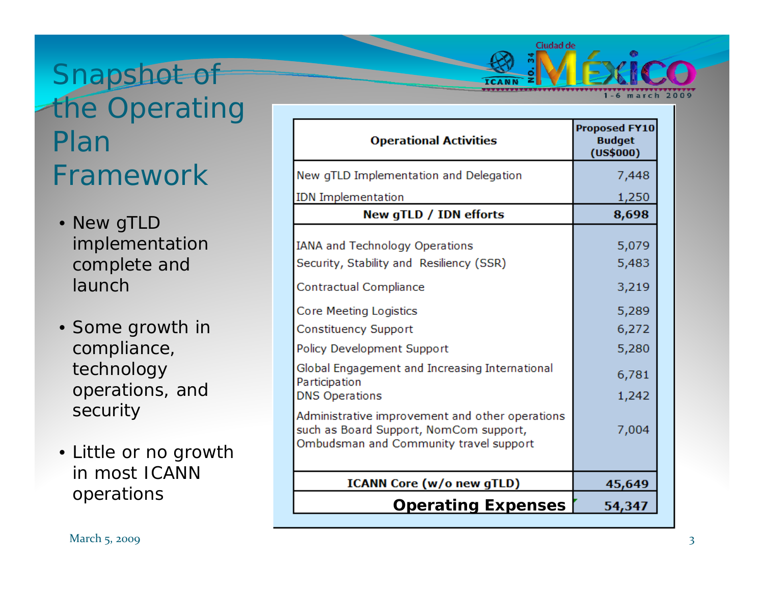# Snapshot of the Operating Plan Framework

- New gTLD implementation complete and launch
- Some growth in compliance, technology operations, and security
- Little or no growth in most ICANN operations

| Operational Activities | Proposed FY10 Budget (US$000) |
|---|---|
| New gTLD Implementation and Delegation | 7,448 |
| IDN Implementation | 1,250 |
| **New gTLD / IDN efforts** | **8,698** |
| IANA and Technology Operations | 5,079 |
| Security, Stability and Resiliency (SSR) | 5,483 |
| Contractual Compliance | 3,219 |
| Core Meeting Logistics | 5,289 |
| Constituency Support | 6,272 |
| Policy Development Support | 5,280 |
| Global Engagement and Increasing International Participation | 6,781 |
| DNS Operations | 1,242 |
| Administrative improvement and other operations such as Board Support, NomCom support, Ombudsman and Community travel support | 7,004 |
| **ICANN Core (w/o new gTLD)** | **45,649** |
| **Operating Expenses** | **54,347** |

March 5, 2009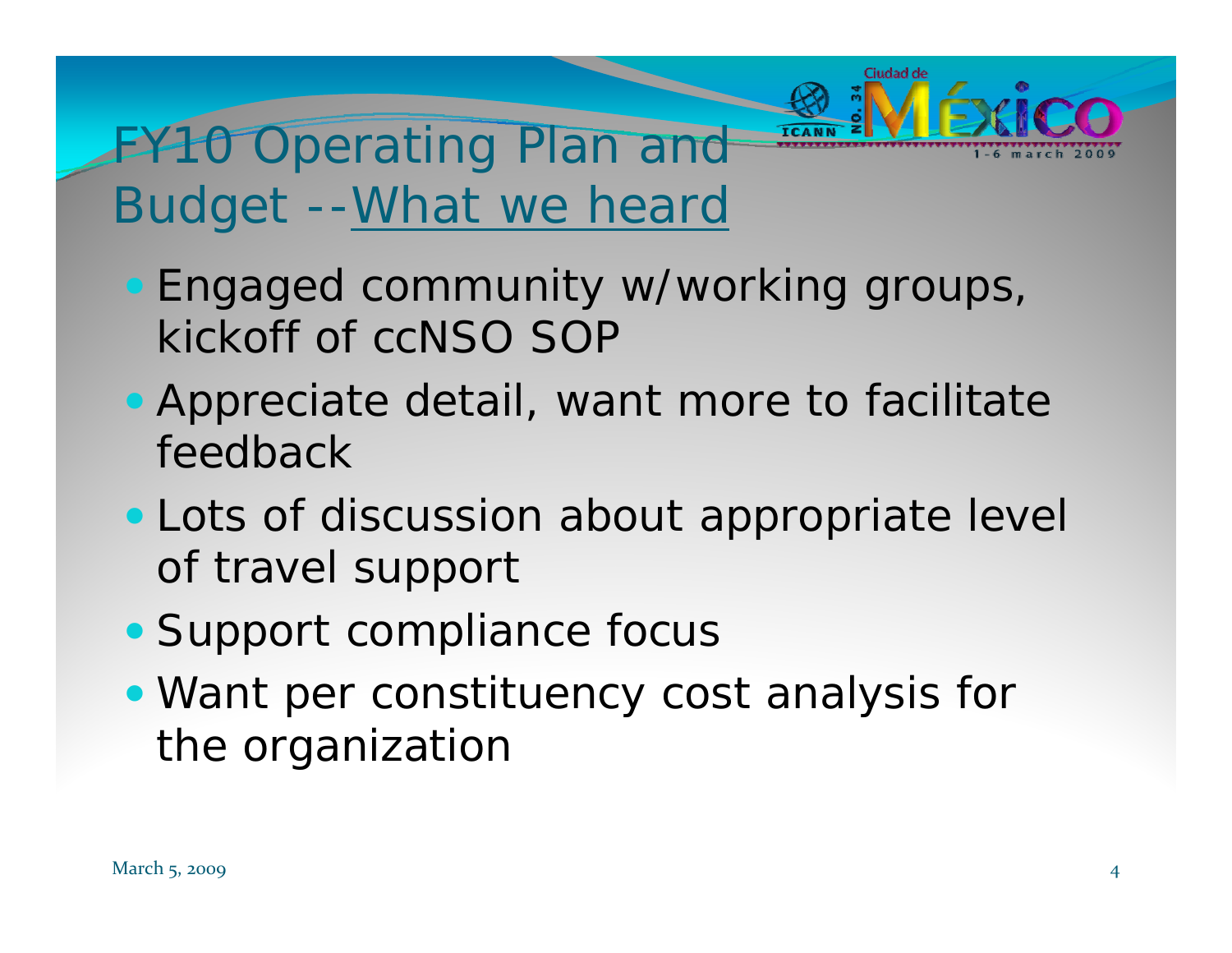# FY10 Operating Plan and Budget --What we heard

- Engaged community w/working groups, kickoff of ccNSO SOP
- Appreciate detail, want more to facilitate feedback
- Lots of discussion about appropriate level of travel support
- Support compliance focus
- Want per constituency cost analysis for the organization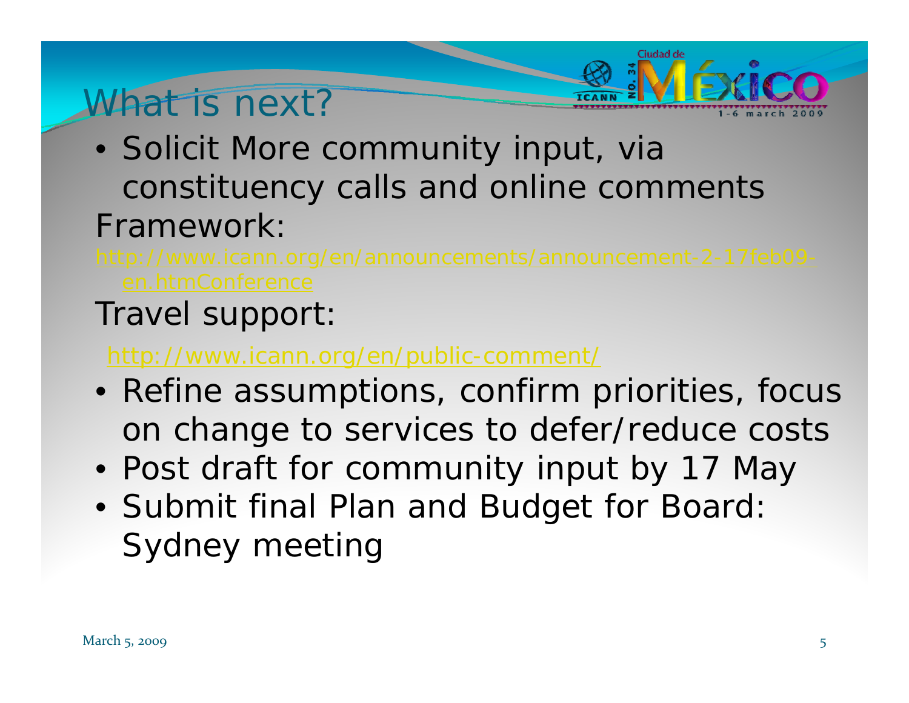# What is next?

- Solicit More community input, via constituency calls and online comments

Framework:

http://www.icann.org/en/announcements/announcement-2-17feb09-en.htmConference

Travel support:

http://www.icann.org/en/public-comment/

- Refine assumptions, confirm priorities, focus on change to services to defer/reduce costs
- Post draft for community input by 17 May
- Submit final Plan and Budget for Board: Sydney meeting

March 5, 2009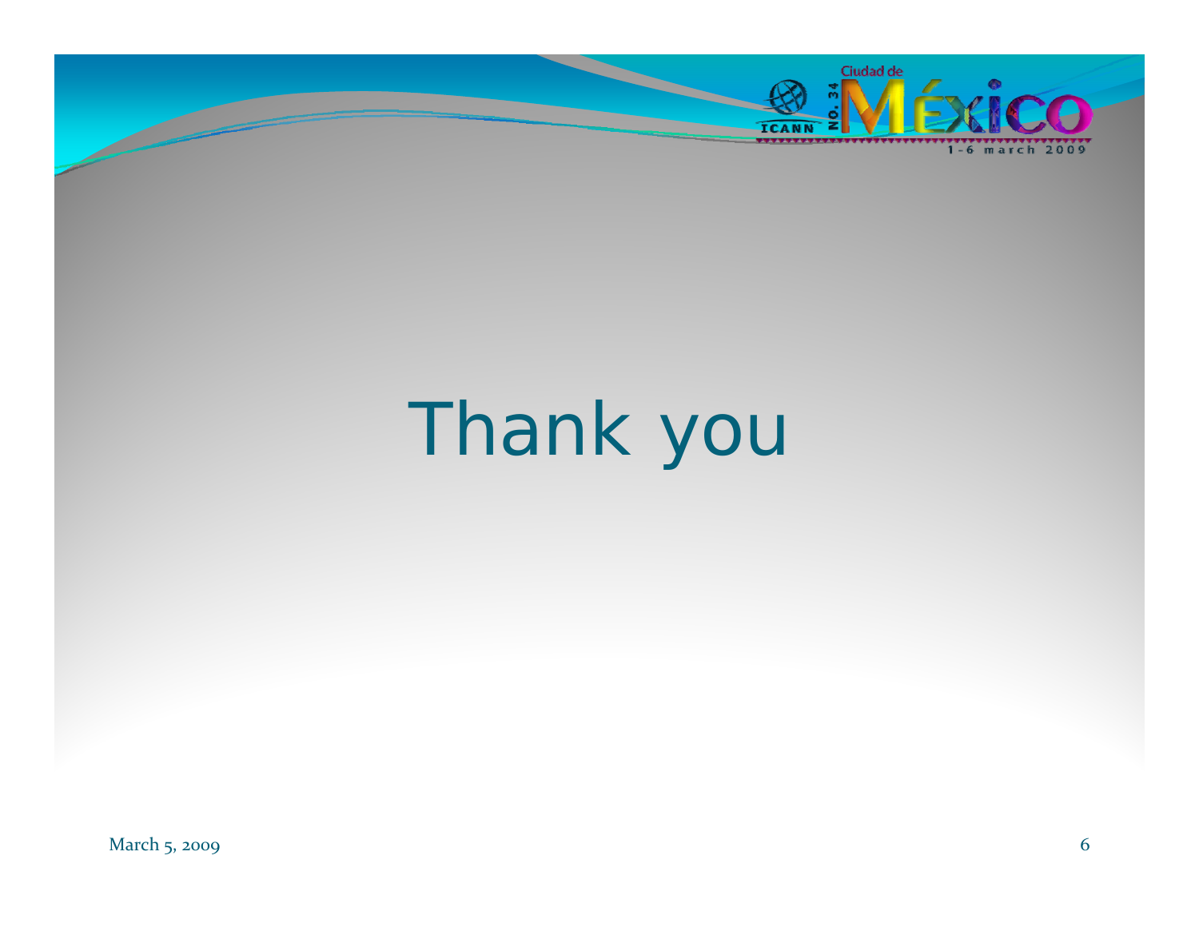# Thank you